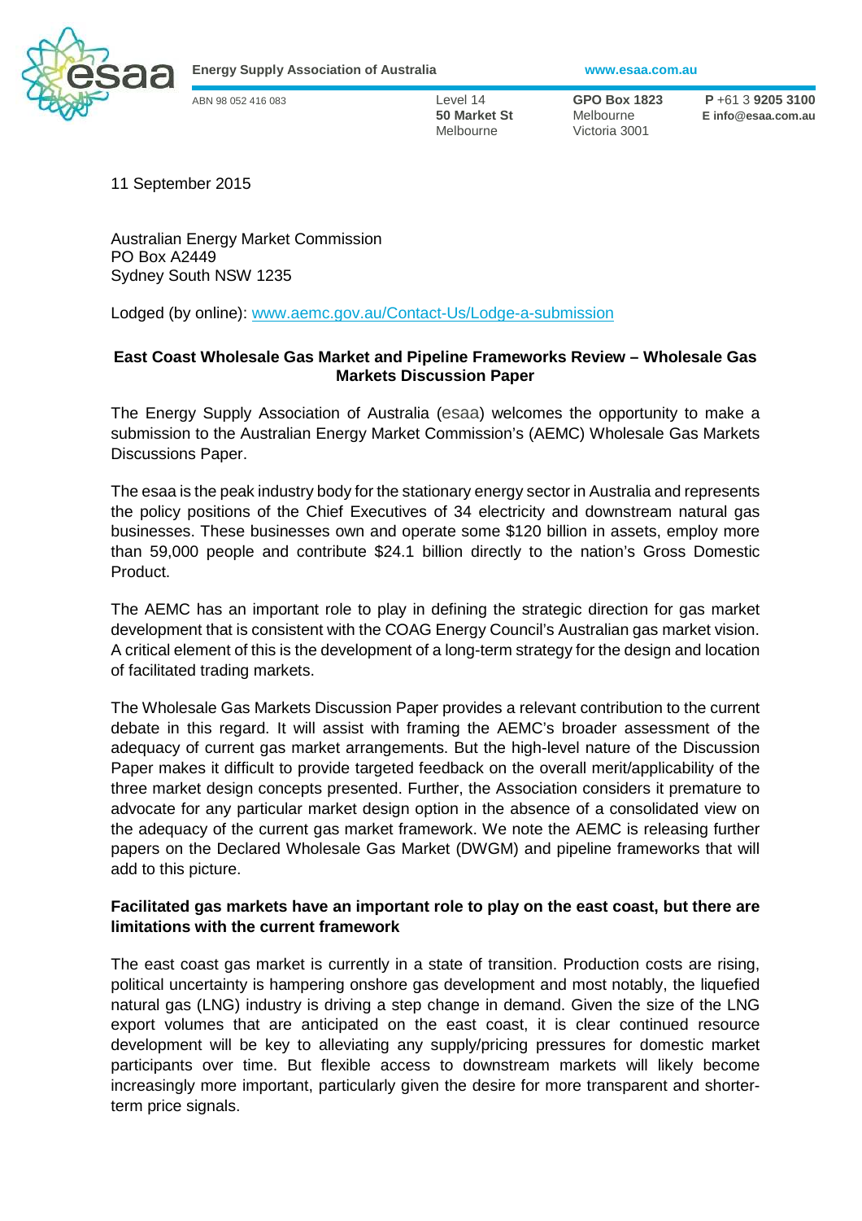**Energy Supply Association of Australia** www.esaa.com.au

ABN 98 052 416 083

Level 14
**50 Market St**
Melbourne

**GPO Box 1823**
Melbourne
Victoria 3001

**P** +61 3 **9205 3100**
**E info@esaa.com.au**

11 September 2015

Australian Energy Market Commission
PO Box A2449
Sydney South NSW 1235

Lodged (by online): www.aemc.gov.au/Contact-Us/Lodge-a-submission

**East Coast Wholesale Gas Market and Pipeline Frameworks Review – Wholesale Gas Markets Discussion Paper**

The Energy Supply Association of Australia (esaa) welcomes the opportunity to make a submission to the Australian Energy Market Commission's (AEMC) Wholesale Gas Markets Discussions Paper.

The esaa is the peak industry body for the stationary energy sector in Australia and represents the policy positions of the Chief Executives of 34 electricity and downstream natural gas businesses. These businesses own and operate some $120 billion in assets, employ more than 59,000 people and contribute $24.1 billion directly to the nation's Gross Domestic Product.

The AEMC has an important role to play in defining the strategic direction for gas market development that is consistent with the COAG Energy Council's Australian gas market vision. A critical element of this is the development of a long-term strategy for the design and location of facilitated trading markets.

The Wholesale Gas Markets Discussion Paper provides a relevant contribution to the current debate in this regard. It will assist with framing the AEMC's broader assessment of the adequacy of current gas market arrangements. But the high-level nature of the Discussion Paper makes it difficult to provide targeted feedback on the overall merit/applicability of the three market design concepts presented. Further, the Association considers it premature to advocate for any particular market design option in the absence of a consolidated view on the adequacy of the current gas market framework. We note the AEMC is releasing further papers on the Declared Wholesale Gas Market (DWGM) and pipeline frameworks that will add to this picture.

**Facilitated gas markets have an important role to play on the east coast, but there are limitations with the current framework**

The east coast gas market is currently in a state of transition. Production costs are rising, political uncertainty is hampering onshore gas development and most notably, the liquefied natural gas (LNG) industry is driving a step change in demand. Given the size of the LNG export volumes that are anticipated on the east coast, it is clear continued resource development will be key to alleviating any supply/pricing pressures for domestic market participants over time. But flexible access to downstream markets will likely become increasingly more important, particularly given the desire for more transparent and shorter-term price signals.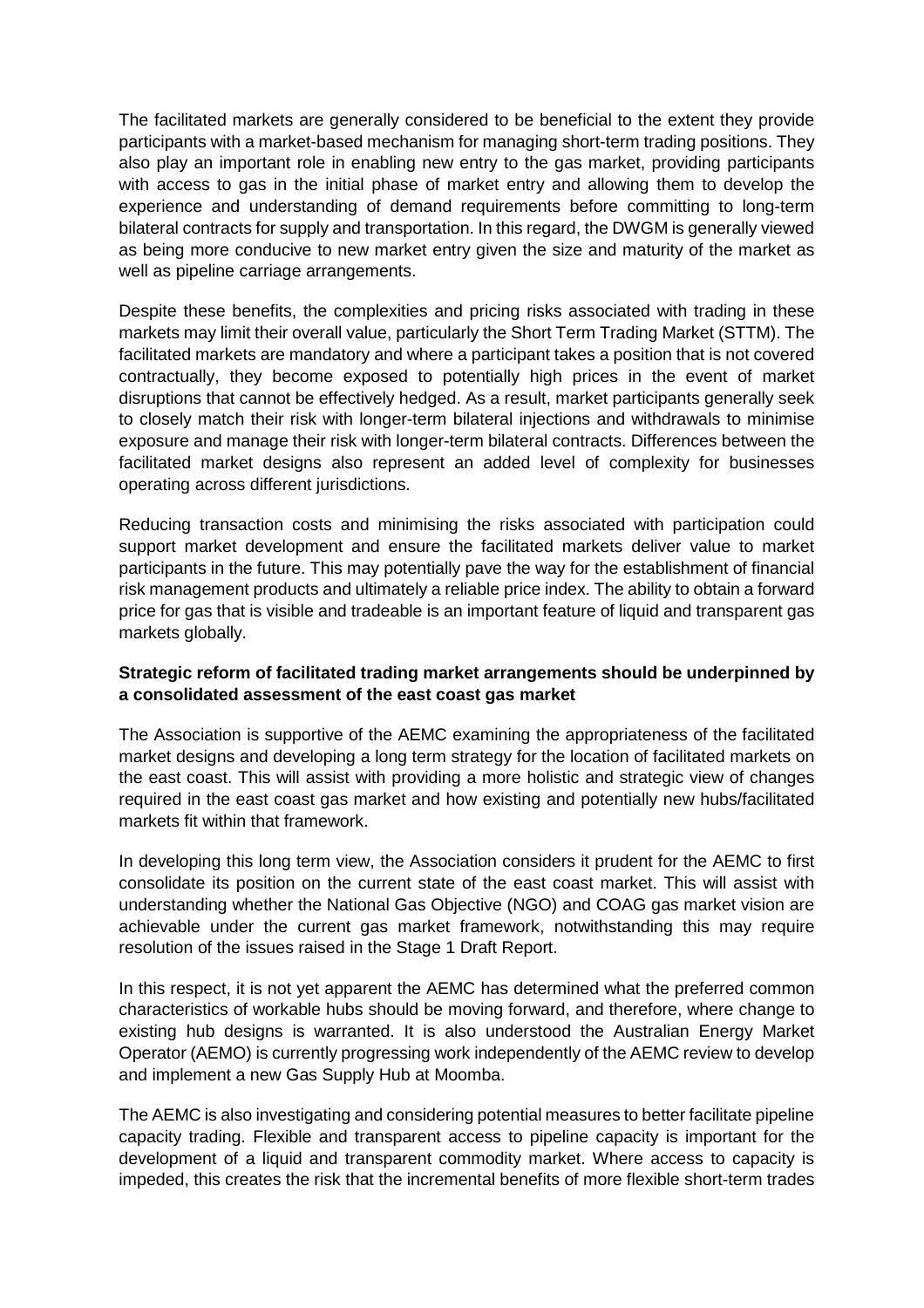The facilitated markets are generally considered to be beneficial to the extent they provide participants with a market-based mechanism for managing short-term trading positions. They also play an important role in enabling new entry to the gas market, providing participants with access to gas in the initial phase of market entry and allowing them to develop the experience and understanding of demand requirements before committing to long-term bilateral contracts for supply and transportation. In this regard, the DWGM is generally viewed as being more conducive to new market entry given the size and maturity of the market as well as pipeline carriage arrangements.

Despite these benefits, the complexities and pricing risks associated with trading in these markets may limit their overall value, particularly the Short Term Trading Market (STTM). The facilitated markets are mandatory and where a participant takes a position that is not covered contractually, they become exposed to potentially high prices in the event of market disruptions that cannot be effectively hedged. As a result, market participants generally seek to closely match their risk with longer-term bilateral injections and withdrawals to minimise exposure and manage their risk with longer-term bilateral contracts. Differences between the facilitated market designs also represent an added level of complexity for businesses operating across different jurisdictions.

Reducing transaction costs and minimising the risks associated with participation could support market development and ensure the facilitated markets deliver value to market participants in the future. This may potentially pave the way for the establishment of financial risk management products and ultimately a reliable price index. The ability to obtain a forward price for gas that is visible and tradeable is an important feature of liquid and transparent gas markets globally.

**Strategic reform of facilitated trading market arrangements should be underpinned by a consolidated assessment of the east coast gas market**

The Association is supportive of the AEMC examining the appropriateness of the facilitated market designs and developing a long term strategy for the location of facilitated markets on the east coast. This will assist with providing a more holistic and strategic view of changes required in the east coast gas market and how existing and potentially new hubs/facilitated markets fit within that framework.

In developing this long term view, the Association considers it prudent for the AEMC to first consolidate its position on the current state of the east coast market. This will assist with understanding whether the National Gas Objective (NGO) and COAG gas market vision are achievable under the current gas market framework, notwithstanding this may require resolution of the issues raised in the Stage 1 Draft Report.

In this respect, it is not yet apparent the AEMC has determined what the preferred common characteristics of workable hubs should be moving forward, and therefore, where change to existing hub designs is warranted. It is also understood the Australian Energy Market Operator (AEMO) is currently progressing work independently of the AEMC review to develop and implement a new Gas Supply Hub at Moomba.

The AEMC is also investigating and considering potential measures to better facilitate pipeline capacity trading. Flexible and transparent access to pipeline capacity is important for the development of a liquid and transparent commodity market. Where access to capacity is impeded, this creates the risk that the incremental benefits of more flexible short-term trades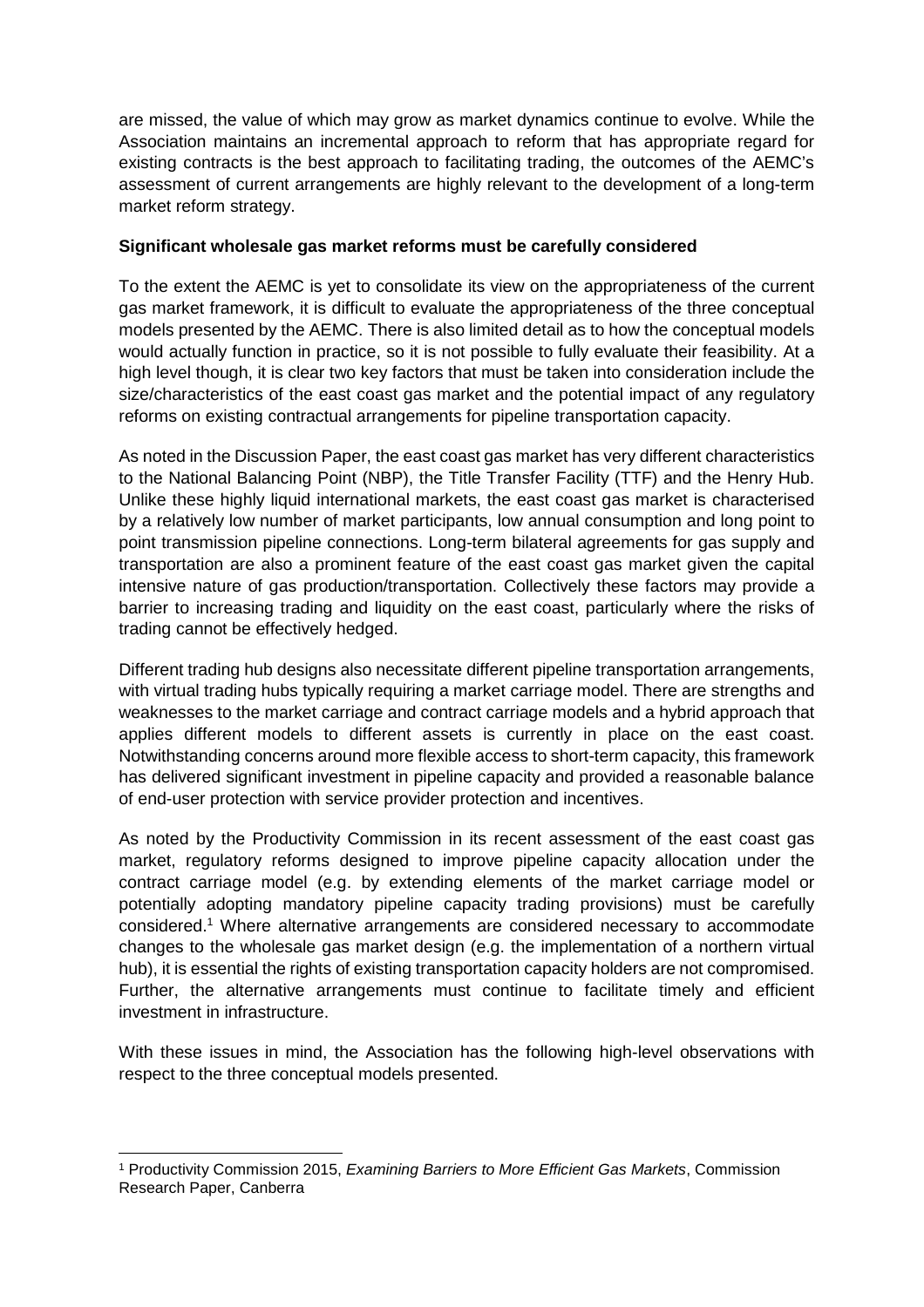are missed, the value of which may grow as market dynamics continue to evolve. While the Association maintains an incremental approach to reform that has appropriate regard for existing contracts is the best approach to facilitating trading, the outcomes of the AEMC's assessment of current arrangements are highly relevant to the development of a long-term market reform strategy.

**Significant wholesale gas market reforms must be carefully considered**

To the extent the AEMC is yet to consolidate its view on the appropriateness of the current gas market framework, it is difficult to evaluate the appropriateness of the three conceptual models presented by the AEMC. There is also limited detail as to how the conceptual models would actually function in practice, so it is not possible to fully evaluate their feasibility. At a high level though, it is clear two key factors that must be taken into consideration include the size/characteristics of the east coast gas market and the potential impact of any regulatory reforms on existing contractual arrangements for pipeline transportation capacity.

As noted in the Discussion Paper, the east coast gas market has very different characteristics to the National Balancing Point (NBP), the Title Transfer Facility (TTF) and the Henry Hub. Unlike these highly liquid international markets, the east coast gas market is characterised by a relatively low number of market participants, low annual consumption and long point to point transmission pipeline connections. Long-term bilateral agreements for gas supply and transportation are also a prominent feature of the east coast gas market given the capital intensive nature of gas production/transportation. Collectively these factors may provide a barrier to increasing trading and liquidity on the east coast, particularly where the risks of trading cannot be effectively hedged.

Different trading hub designs also necessitate different pipeline transportation arrangements, with virtual trading hubs typically requiring a market carriage model. There are strengths and weaknesses to the market carriage and contract carriage models and a hybrid approach that applies different models to different assets is currently in place on the east coast. Notwithstanding concerns around more flexible access to short-term capacity, this framework has delivered significant investment in pipeline capacity and provided a reasonable balance of end-user protection with service provider protection and incentives.

As noted by the Productivity Commission in its recent assessment of the east coast gas market, regulatory reforms designed to improve pipeline capacity allocation under the contract carriage model (e.g. by extending elements of the market carriage model or potentially adopting mandatory pipeline capacity trading provisions) must be carefully considered.[1] Where alternative arrangements are considered necessary to accommodate changes to the wholesale gas market design (e.g. the implementation of a northern virtual hub), it is essential the rights of existing transportation capacity holders are not compromised. Further, the alternative arrangements must continue to facilitate timely and efficient investment in infrastructure.

With these issues in mind, the Association has the following high-level observations with respect to the three conceptual models presented.

[1] Productivity Commission 2015, *Examining Barriers to More Efficient Gas Markets*, Commission Research Paper, Canberra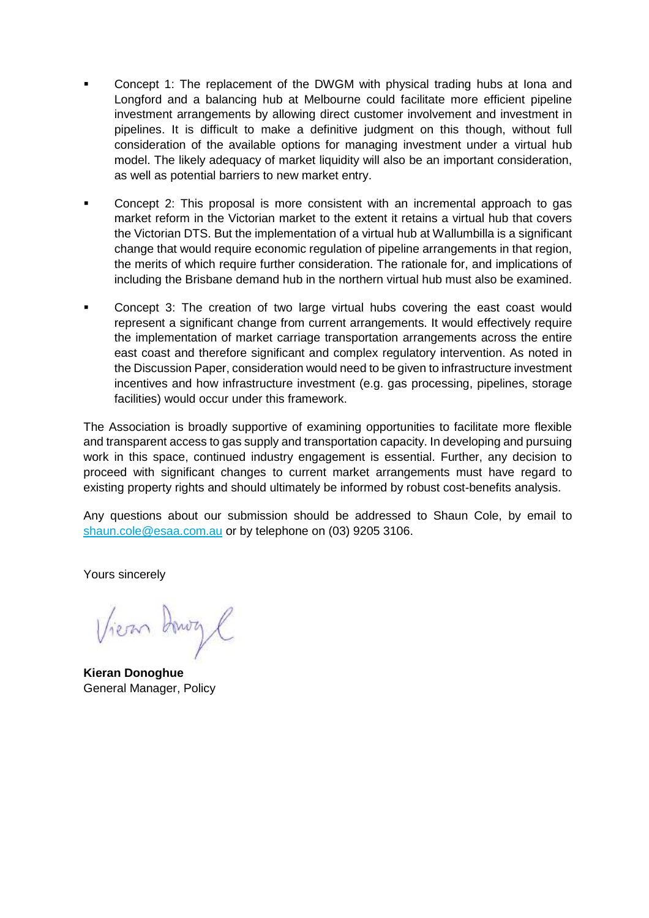- Concept 1: The replacement of the DWGM with physical trading hubs at Iona and Longford and a balancing hub at Melbourne could facilitate more efficient pipeline investment arrangements by allowing direct customer involvement and investment in pipelines. It is difficult to make a definitive judgment on this though, without full consideration of the available options for managing investment under a virtual hub model. The likely adequacy of market liquidity will also be an important consideration, as well as potential barriers to new market entry.

- Concept 2: This proposal is more consistent with an incremental approach to gas market reform in the Victorian market to the extent it retains a virtual hub that covers the Victorian DTS. But the implementation of a virtual hub at Wallumbilla is a significant change that would require economic regulation of pipeline arrangements in that region, the merits of which require further consideration. The rationale for, and implications of including the Brisbane demand hub in the northern virtual hub must also be examined.

- Concept 3: The creation of two large virtual hubs covering the east coast would represent a significant change from current arrangements. It would effectively require the implementation of market carriage transportation arrangements across the entire east coast and therefore significant and complex regulatory intervention. As noted in the Discussion Paper, consideration would need to be given to infrastructure investment incentives and how infrastructure investment (e.g. gas processing, pipelines, storage facilities) would occur under this framework.

The Association is broadly supportive of examining opportunities to facilitate more flexible and transparent access to gas supply and transportation capacity. In developing and pursuing work in this space, continued industry engagement is essential. Further, any decision to proceed with significant changes to current market arrangements must have regard to existing property rights and should ultimately be informed by robust cost-benefits analysis.

Any questions about our submission should be addressed to Shaun Cole, by email to shaun.cole@esaa.com.au or by telephone on (03) 9205 3106.

Yours sincerely

**Kieran Donoghue**
General Manager, Policy